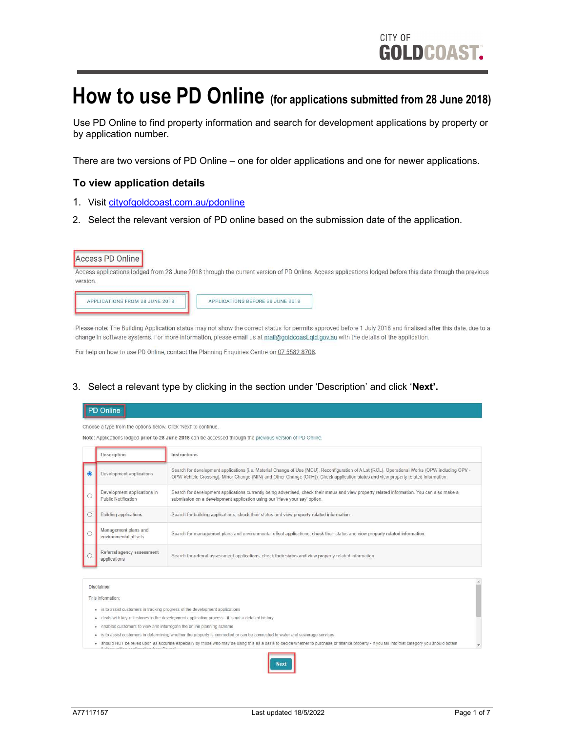# How to use PD Online (for applications submitted from 28 June 2018)

Use PD Online to find property information and search for development applications by property or by application number.

There are two versions of PD Online – one for older applications and one for newer applications.

### To view application details

1. Visit cityofgoldcoast.com.au/pdonline
2. Select the relevant version of PD online based on the submission date of the application.

Access PD Online

Access applications lodged from 28 June 2018 through the current version of PD Online. Access applications lodged before this date through the previous version.

APPLICATIONS FROM 28 JUNE 2018 | APPLICATIONS BEFORE 28 JUNE 2018

Please note: The Building Application status may not show the correct status for permits approved before 1 July 2018 and finalised after this date, due to a change in software systems. For more information, please email us at mail@goldcoast.qld.gov.au with the details of the application.

For help on how to use PD Online, contact the Planning Enquiries Centre on 07 5582 8708.

3. Select a relevant type by clicking in the section under 'Description' and click '**Next'.**

PD Online

Choose a type from the options below. Click 'Next' to continue.

**Note:** Applications lodged **prior to 28 June 2018** can be accessed through the previous version of PD Online.

| | Description | Instructions |
|---|---|---|
| ◉ | Development applications | Search for development applications (i.e. Material Change of Use (MCU), Reconfiguration of A Lot (ROL), Operational Works (OPW including OPV - OPW Vehicle Crossing), Minor Change (MIN) and Other Change (OTH)). Check application status and view property related information. |
| ○ | Development applications in Public Notification | Search for development applications currently being advertised, check their status and view property related information. You can also make a submission on a development application using our 'Have your say' option. |
| ○ | Building applications | Search for building applications, check their status and view property related information. |
| ○ | Management plans and environmental offsets | Search for management plans and environmental offset applications, check their status and view property related information. |
| ○ | Referral agency assessment applications | Search for referral assessment applications, check their status and view property related information. |

Disclaimer

This information:

- is to assist customers in tracking progress of the development applications
- deals with key milestones in the development application process - it is not a detailed history
- enables customers to view and interrogate the online planning scheme
- is to assist customers in determining whether the property is connected or can be connected to water and sewerage services
- should NOT be relied upon as accurate especially by those who may be using this as a basis to decide whether to purchase or finance property - if you fall into that category you should obtain

Next

A77117157

Last updated 18/5/2022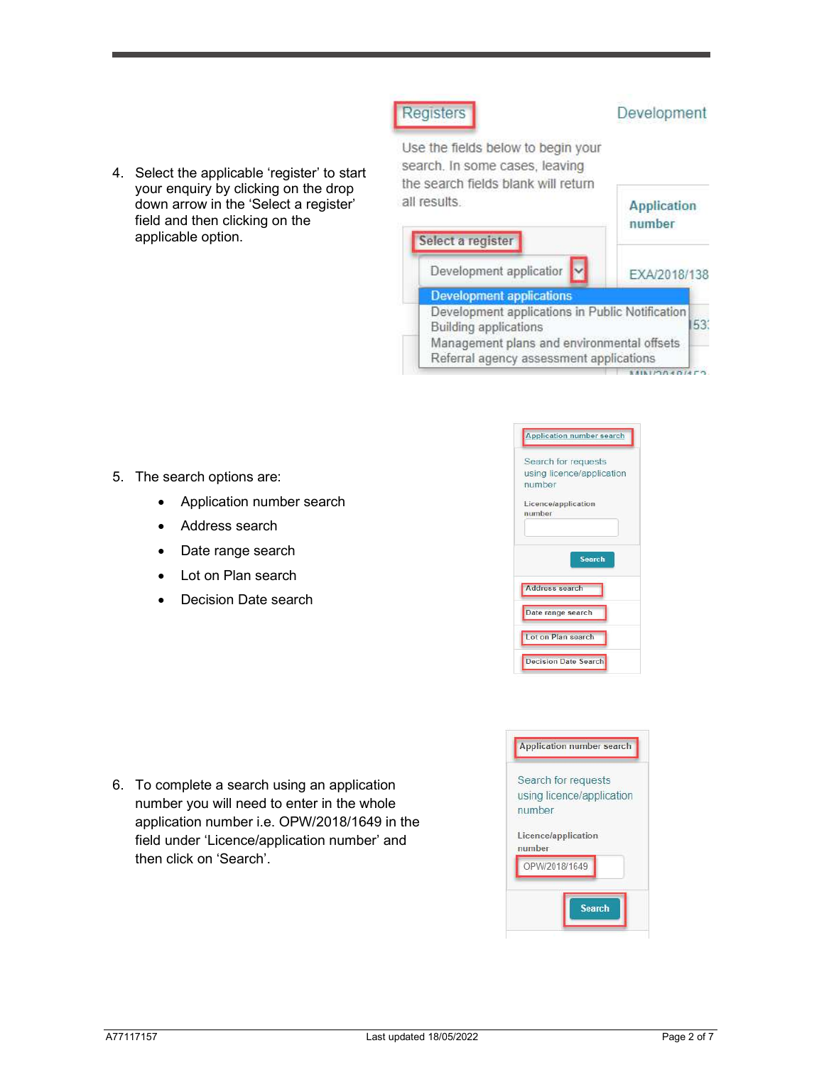4. Select the applicable 'register' to start your enquiry by clicking on the drop down arrow in the 'Select a register' field and then clicking on the applicable option.

5. The search options are:
   - Application number search
   - Address search
   - Date range search
   - Lot on Plan search
   - Decision Date search

6. To complete a search using an application number you will need to enter in the whole application number i.e. OPW/2018/1649 in the field under 'Licence/application number' and then click on 'Search'.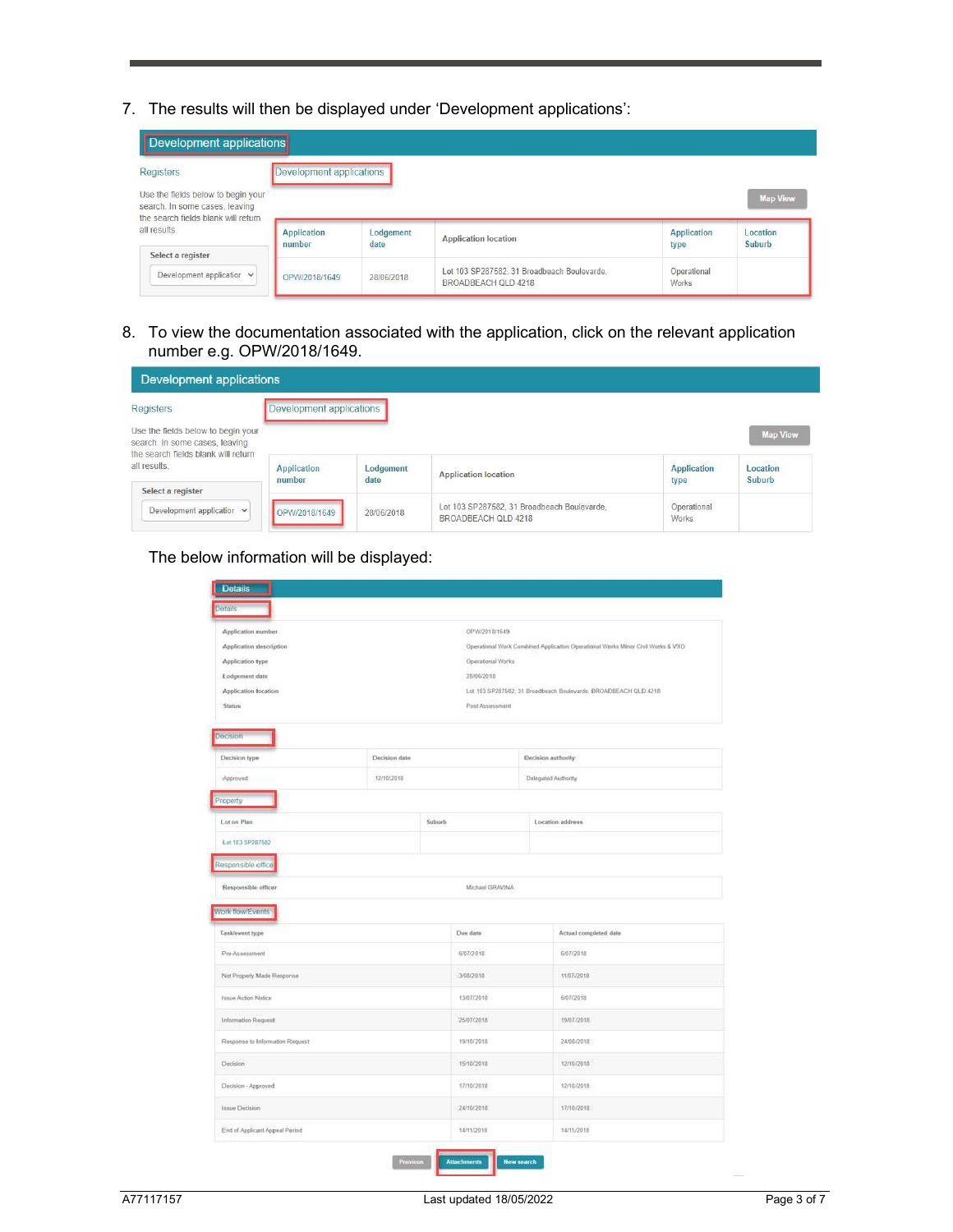7. The results will then be displayed under 'Development applications':

**Development applications**

Registers | Development applications

Use the fields below to begin your search. In some cases, leaving the search fields blank will return all results.

Select a register: Development application

Map View

| Application number | Lodgement date | Application location | Application type | Location Suburb |
|---|---|---|---|---|
| OPW/2018/1649 | 28/06/2018 | Lot 103 SP287582, 31 Broadbeach Boulevarde, BROADBEACH QLD 4218 | Operational Works | |

8. To view the documentation associated with the application, click on the relevant application number e.g. OPW/2018/1649.

**Development applications**

Registers | Development applications

Use the fields below to begin your search. In some cases, leaving the search fields blank will return all results.

Select a register: Development application

Map View

| Application number | Lodgement date | Application location | Application type | Location Suburb |
|---|---|---|---|---|
| OPW/2018/1649 | 28/06/2018 | Lot 103 SP287582, 31 Broadbeach Boulevarde, BROADBEACH QLD 4218 | Operational Works | |

The below information will be displayed:

**Details**

Details

| | |
|---|---|
| Application number | OPW/2018/1649 |
| Application description | Operational Work Combined Application Operational Works Minor Civil Works & VXO |
| Application type | Operational Works |
| Lodgement date | 28/06/2018 |
| Application location | Lot 103 SP287582, 31 Broadbeach Boulevarde, BROADBEACH QLD 4218 |
| Status | Post Assessment |

Decision

| Decision type | Decision date | Decision authority |
|---|---|---|
| Approved | 12/10/2018 | Delegated Authority |

Property

| Lot on Plan | Suburb | Location address |
|---|---|---|
| Lot 103 SP287582 | | |

Responsible officer

| | |
|---|---|
| Responsible officer | Michael GRAVINA |

Work flow/Events

| Task/event type | Due date | Actual completed date |
|---|---|---|
| Pre-Assessment | 6/07/2018 | 6/07/2018 |
| Not Properly Made Response | 3/08/2018 | 11/07/2018 |
| Issue Action Notice | 13/07/2018 | 6/07/2018 |
| Information Request | 25/07/2018 | 19/07/2018 |
| Response to Information Request | 19/10/2018 | 24/08/2018 |
| Decision | 15/10/2018 | 12/10/2018 |
| Decision - Approved | 17/10/2018 | 12/10/2018 |
| Issue Decision | 24/10/2018 | 17/10/2018 |
| End of Applicant Appeal Period | 14/11/2018 | 14/11/2018 |

Previous | Attachments | New search

A77117157 | Last updated 18/05/2022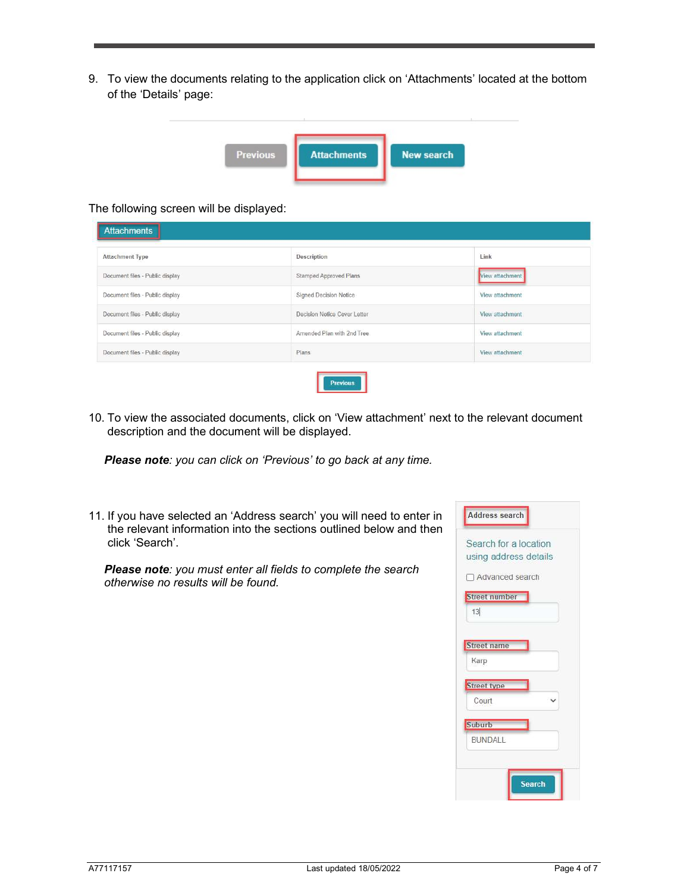9. To view the documents relating to the application click on 'Attachments' located at the bottom of the 'Details' page:

Previous | Attachments | New search

The following screen will be displayed:

**Attachments**

| Attachment Type | Description | Link |
| --- | --- | --- |
| Document files - Public display | Stamped Approved Plans | View attachment |
| Document files - Public display | Signed Decision Notice | View attachment |
| Document files - Public display | Decision Notice Cover Letter | View attachment |
| Document files - Public display | Amended Plan with 2nd Tree | View attachment |
| Document files - Public display | Plans | View attachment |

Previous

10. To view the associated documents, click on 'View attachment' next to the relevant document description and the document will be displayed.

    ***Please note****: you can click on 'Previous' to go back at any time.*

11. If you have selected an 'Address search' you will need to enter in the relevant information into the sections outlined below and then click 'Search'.

    ***Please note****: you must enter all fields to complete the search otherwise no results will be found.*

**Address search**

Search for a location using address details

☐ Advanced search

Street number: 13

Street name: Karp

Street type: Court

Suburb: BUNDALL

Search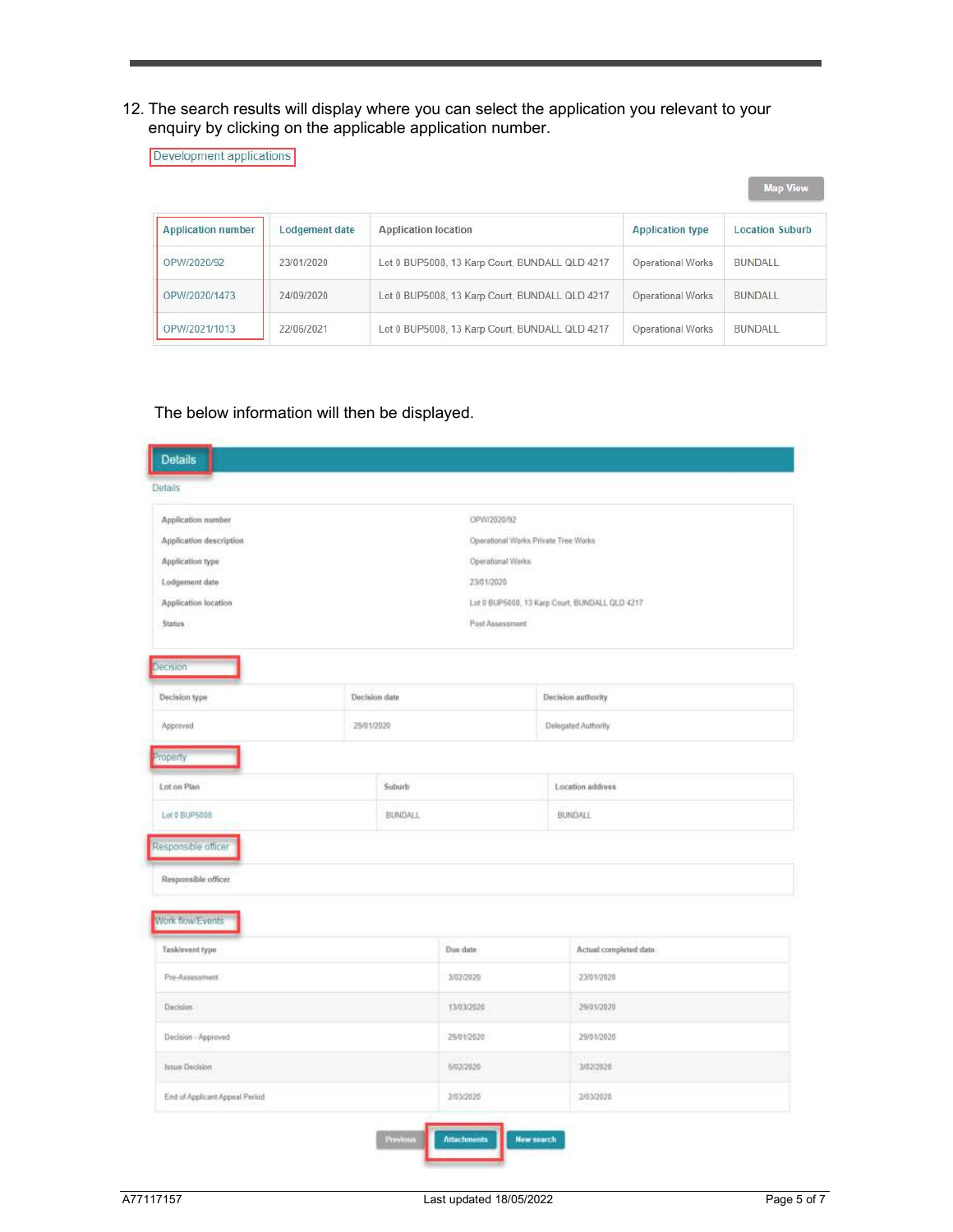12. The search results will display where you can select the application you relevant to your enquiry by clicking on the applicable application number.

Development applications

Map View

| Application number | Lodgement date | Application location | Application type | Location Suburb |
|---|---|---|---|---|
| OPW/2020/92 | 23/01/2020 | Lot 0 BUP5008, 13 Karp Court, BUNDALL QLD 4217 | Operational Works | BUNDALL |
| OPW/2020/1473 | 24/09/2020 | Lot 0 BUP5008, 13 Karp Court, BUNDALL QLD 4217 | Operational Works | BUNDALL |
| OPW/2021/1013 | 22/06/2021 | Lot 0 BUP5008, 13 Karp Court, BUNDALL QLD 4217 | Operational Works | BUNDALL |

The below information will then be displayed.

**Details**

Details

| | |
|---|---|
| Application number | OPW/2020/92 |
| Application description | Operational Works Private Tree Works |
| Application type | Operational Works |
| Lodgement date | 23/01/2020 |
| Application location | Lot 0 BUP5008, 13 Karp Court, BUNDALL QLD 4217 |
| Status | Post Assessment |

Decision

| Decision type | Decision date | Decision authority |
|---|---|---|
| Approved | 29/01/2020 | Delegated Authority |

Property

| Lot on Plan | Suburb | Location address |
|---|---|---|
| Lot 0 BUP5008 | BUNDALL | BUNDALL |

Responsible officer

| Responsible officer |
|---|

Work flow/Events

| Task/event type | Due date | Actual completed date |
|---|---|---|
| Pre-Assessment | 3/02/2020 | 23/01/2020 |
| Decision | 13/03/2020 | 29/01/2020 |
| Decision - Approved | 29/01/2020 | 29/01/2020 |
| Issue Decision | 5/02/2020 | 3/02/2020 |
| End of Applicant Appeal Period | 2/03/2020 | 2/03/2020 |

Previous | Attachments | New search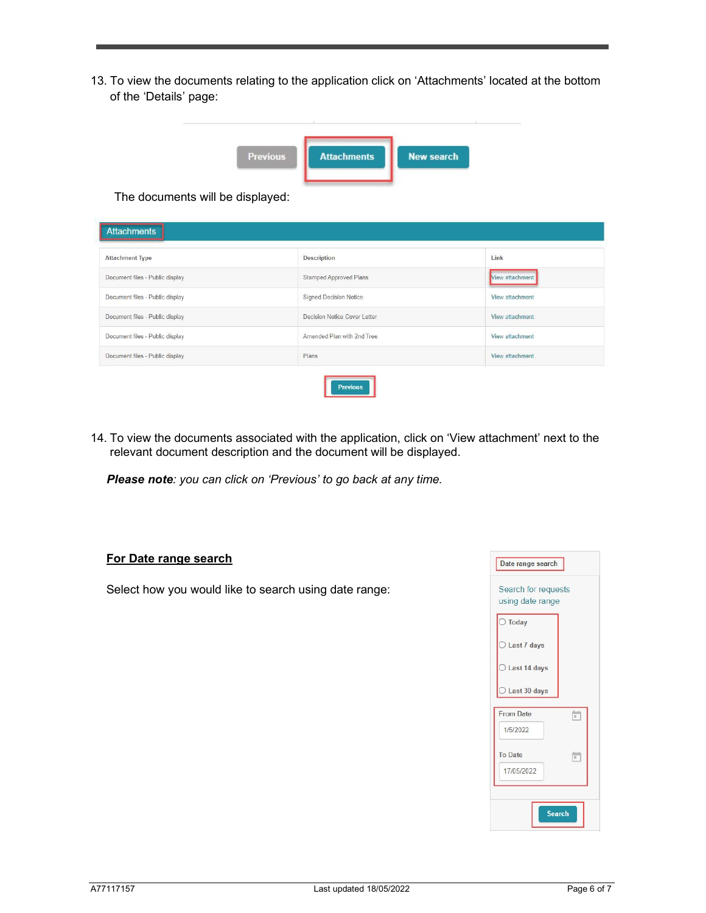13. To view the documents relating to the application click on 'Attachments' located at the bottom of the 'Details' page:

Previous | Attachments | New search

The documents will be displayed:

**Attachments**

| Attachment Type | Description | Link |
| --- | --- | --- |
| Document files - Public display | Stamped Approved Plans | View attachment |
| Document files - Public display | Signed Decision Notice | View attachment |
| Document files - Public display | Decision Notice Cover Letter | View attachment |
| Document files - Public display | Amended Plan with 2nd Tree | View attachment |
| Document files - Public display | Plans | View attachment |

Previous

14. To view the documents associated with the application, click on 'View attachment' next to the relevant document description and the document will be displayed.

***Please note****: you can click on 'Previous' to go back at any time.*

## For Date range search

Select how you would like to search using date range:

Date range search

Search for requests using date range

- Today
- Last 7 days
- Last 14 days
- Last 30 days

From Date: 1/5/2022

To Date: 17/05/2022

Search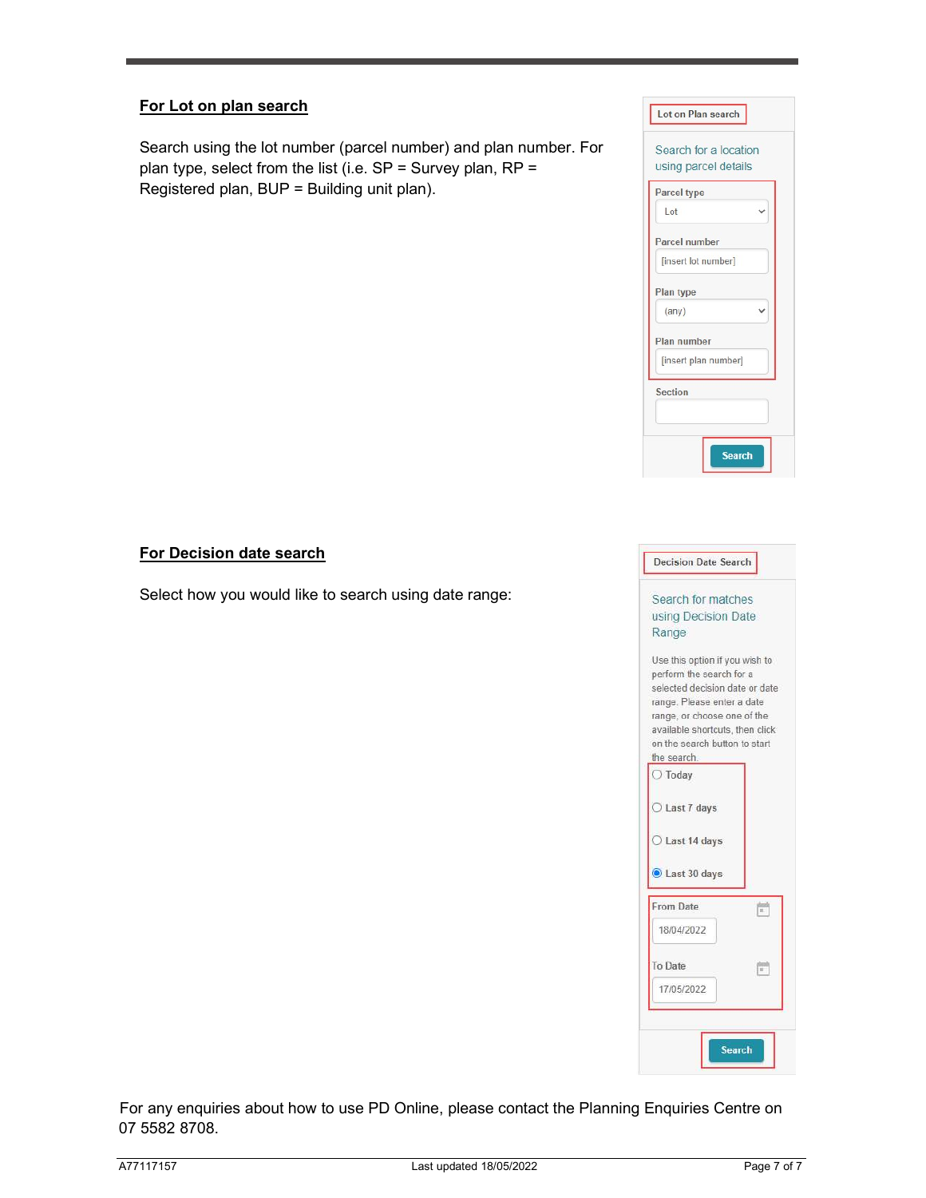## For Lot on plan search

Search using the lot number (parcel number) and plan number. For plan type, select from the list (i.e. SP = Survey plan, RP = Registered plan, BUP = Building unit plan).

Lot on Plan search

Search for a location using parcel details

Parcel type
Lot

Parcel number
[insert lot number]

Plan type
(any)

Plan number
[insert plan number]

Section

Search

## For Decision date search

Select how you would like to search using date range:

Decision Date Search

Search for matches using Decision Date Range

Use this option if you wish to perform the search for a selected decision date or date range. Please enter a date range, or choose one of the available shortcuts, then click on the search button to start the search.

- Today
- Last 7 days
- Last 14 days
- Last 30 days

From Date
18/04/2022

To Date
17/05/2022

Search

For any enquiries about how to use PD Online, please contact the Planning Enquiries Centre on 07 5582 8708.

A77117157 Last updated 18/05/2022